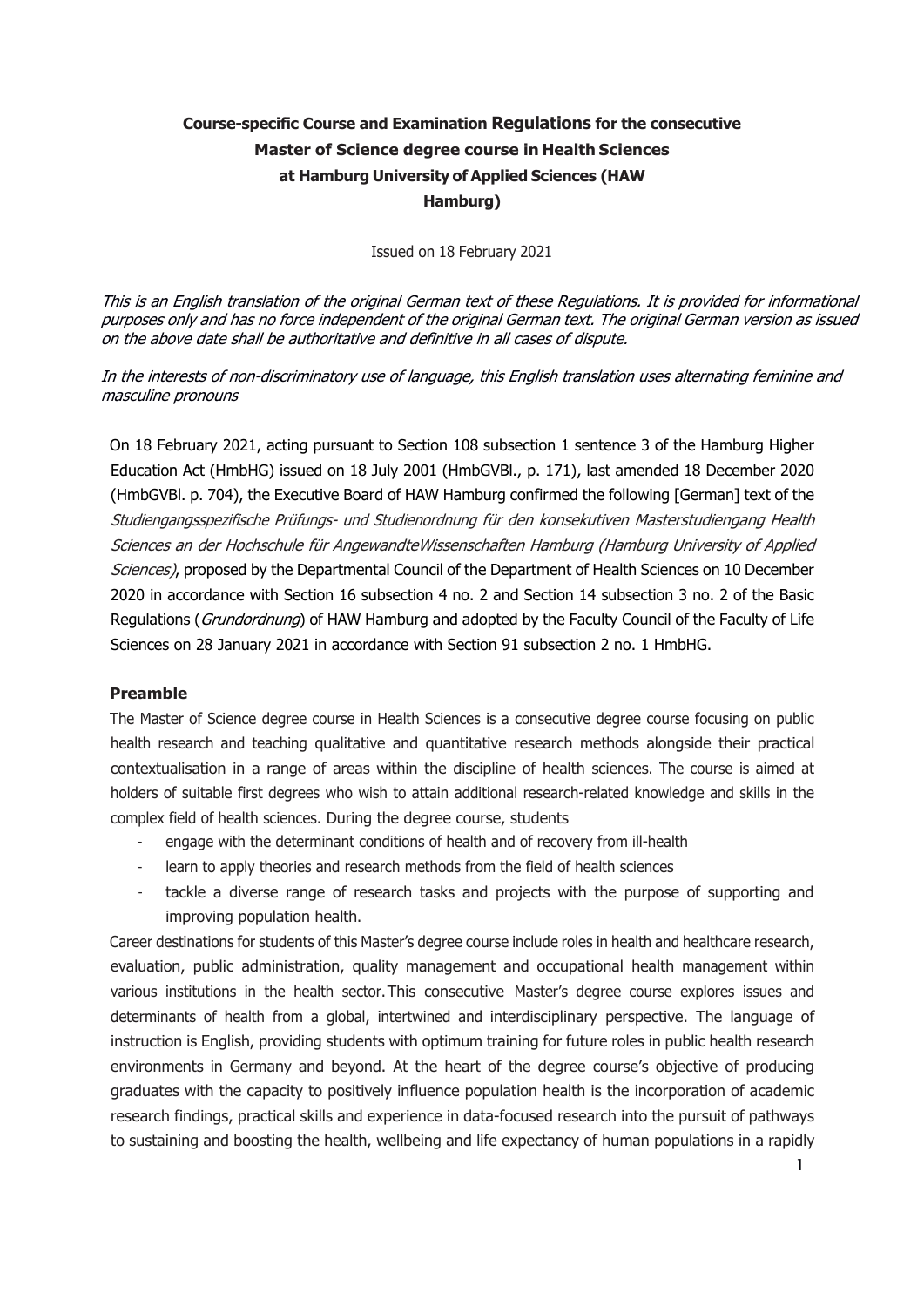# Course-specific Course and Examination Regulations for the consecutive Master of Science degree course in Health Sciences at Hamburg University of Applied Sciences (HAW Hamburg)

Issued on 18 February 2021

*This is an English translation of the original German text of these Regulations. It is provided for informational purposes only and has no force independent of the original German text. The original German version as issued on the above date shall be authoritative and definitive in all cases of dispute.*

*In the interests of non-discriminatory use of language, this English translation uses alternating feminine and masculine pronouns*

On 18 February 2021, acting pursuant to Section 108 subsection 1 sentence 3 of the Hamburg Higher Education Act (HmbHG) issued on 18 July 2001 (HmbGVBl., p. 171), last amended 18 December 2020 (HmbGVBl. p. 704), the Executive Board of HAW Hamburg confirmed the following [German] text of the *Studiengangsspezifische Prüfungs- und Studienordnung für den konsekutiven Masterstudiengang Health Sciences an der Hochschule für AngewandteWissenschaften Hamburg (Hamburg University of Applied Sciences)*, proposed by the Departmental Council of the Department of Health Sciences on 10 December 2020 in accordance with Section 16 subsection 4 no. 2 and Section 14 subsection 3 no. 2 of the Basic Regulations (*Grundordnung*) of HAW Hamburg and adopted by the Faculty Council of the Faculty of Life Sciences on 28 January 2021 in accordance with Section 91 subsection 2 no. 1 HmbHG.

## Preamble

The Master of Science degree course in Health Sciences is a consecutive degree course focusing on public health research and teaching qualitative and quantitative research methods alongside their practical contextualisation in a range of areas within the discipline of health sciences. The course is aimed at holders of suitable first degrees who wish to attain additional research-related knowledge and skills in the complex field of health sciences. During the degree course, students

- engage with the determinant conditions of health and of recovery from ill-health
- learn to apply theories and research methods from the field of health sciences
- tackle a diverse range of research tasks and projects with the purpose of supporting and improving population health.

Career destinations for students of this Master's degree course include roles in health and healthcare research, evaluation, public administration, quality management and occupational health management within various institutions in the health sector. This consecutive Master's degree course explores issues and determinants of health from a global, intertwined and interdisciplinary perspective. The language of instruction is English, providing students with optimum training for future roles in public health research environments in Germany and beyond. At the heart of the degree course's objective of producing graduates with the capacity to positively influence population health is the incorporation of academic research findings, practical skills and experience in data-focused research into the pursuit of pathways to sustaining and boosting the health, wellbeing and life expectancy of human populations in a rapidly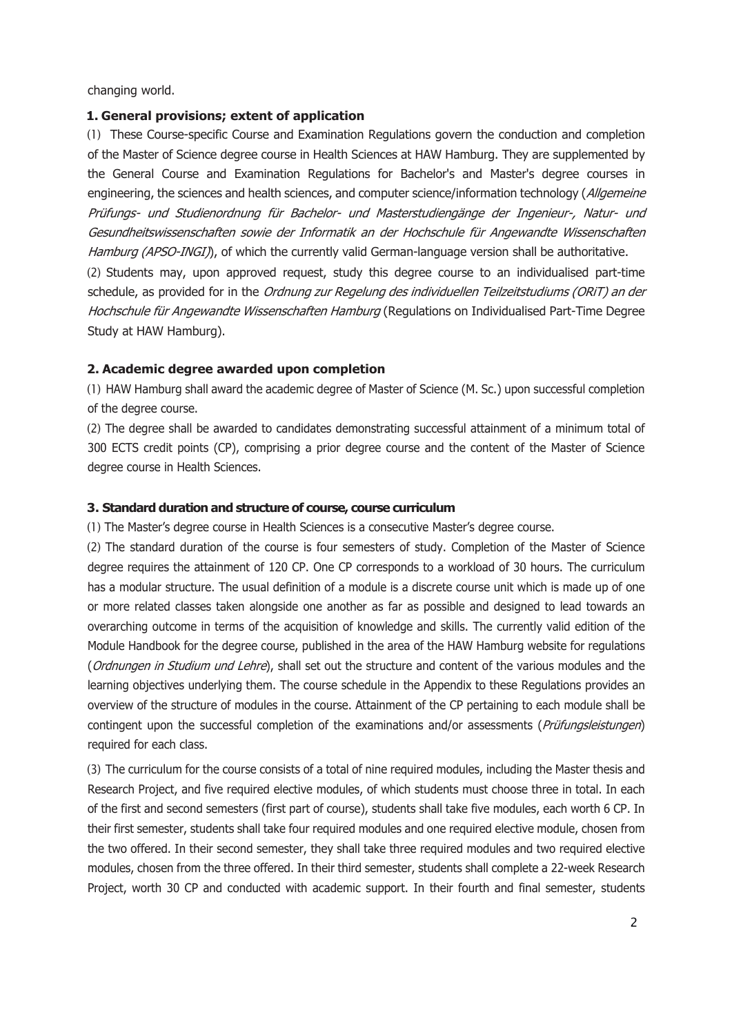changing world.

## 1. General provisions; extent of application

(1) These Course-specific Course and Examination Regulations govern the conduction and completion of the Master of Science degree course in Health Sciences at HAW Hamburg. They are supplemented by the General Course and Examination Regulations for Bachelor's and Master's degree courses in engineering, the sciences and health sciences, and computer science/information technology (*Allgemeine Prüfungs- und Studienordnung für Bachelor- und Masterstudiengänge der Ingenieur-, Natur- und Gesundheitswissenschaften sowie der Informatik an der Hochschule für Angewandte Wissenschaften Hamburg (APSO-INGI)*), of which the currently valid German-language version shall be authoritative.

(2) Students may, upon approved request, study this degree course to an individualised part-time schedule, as provided for in the *Ordnung zur Regelung des individuellen Teilzeitstudiums (ORiT) an der Hochschule für Angewandte Wissenschaften Hamburg* (Regulations on Individualised Part-Time Degree Study at HAW Hamburg).

## 2. Academic degree awarded upon completion

(1) HAW Hamburg shall award the academic degree of Master of Science (M. Sc.) upon successful completion of the degree course.

(2) The degree shall be awarded to candidates demonstrating successful attainment of a minimum total of 300 ECTS credit points (CP), comprising a prior degree course and the content of the Master of Science degree course in Health Sciences.

## 3. Standard duration and structure of course, course curriculum

(1) The Master's degree course in Health Sciences is a consecutive Master's degree course.

(2) The standard duration of the course is four semesters of study. Completion of the Master of Science degree requires the attainment of 120 CP. One CP corresponds to a workload of 30 hours. The curriculum has a modular structure. The usual definition of a module is a discrete course unit which is made up of one or more related classes taken alongside one another as far as possible and designed to lead towards an overarching outcome in terms of the acquisition of knowledge and skills. The currently valid edition of the Module Handbook for the degree course, published in the area of the HAW Hamburg website for regulations (*Ordnungen in Studium und Lehre*), shall set out the structure and content of the various modules and the learning objectives underlying them. The course schedule in the Appendix to these Regulations provides an overview of the structure of modules in the course. Attainment of the CP pertaining to each module shall be contingent upon the successful completion of the examinations and/or assessments (*Prüfungsleistungen*) required for each class.

(3) The curriculum for the course consists of a total of nine required modules, including the Master thesis and Research Project, and five required elective modules, of which students must choose three in total. In each of the first and second semesters (first part of course), students shall take five modules, each worth 6 CP. In their first semester, students shall take four required modules and one required elective module, chosen from the two offered. In their second semester, they shall take three required modules and two required elective modules, chosen from the three offered. In their third semester, students shall complete a 22-week Research Project, worth 30 CP and conducted with academic support. In their fourth and final semester, students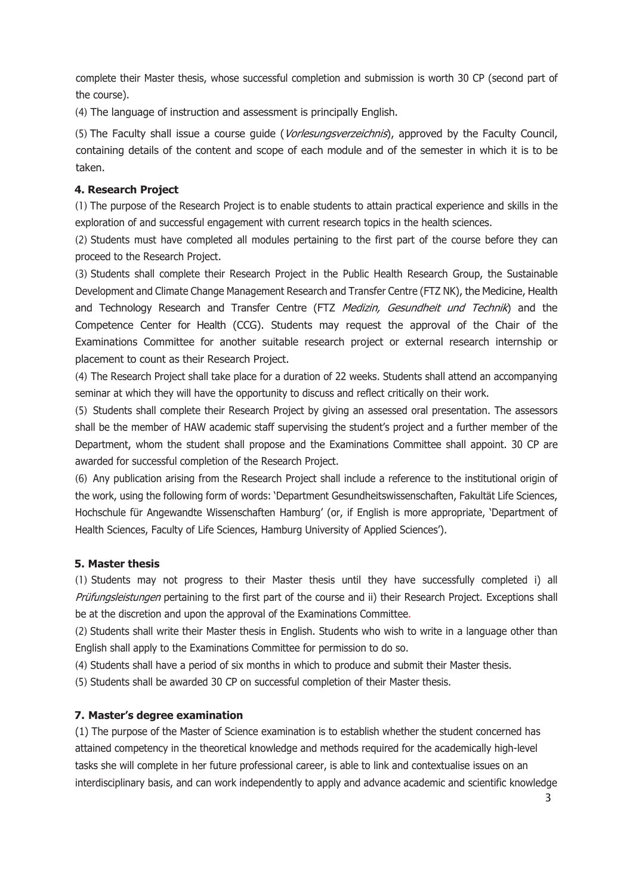complete their Master thesis, whose successful completion and submission is worth 30 CP (second part of the course).

(4) The language of instruction and assessment is principally English.

(5) The Faculty shall issue a course guide (*Vorlesungsverzeichnis*), approved by the Faculty Council, containing details of the content and scope of each module and of the semester in which it is to be taken.

### 4. Research Project

(1) The purpose of the Research Project is to enable students to attain practical experience and skills in the exploration of and successful engagement with current research topics in the health sciences.

(2) Students must have completed all modules pertaining to the first part of the course before they can proceed to the Research Project.

(3) Students shall complete their Research Project in the Public Health Research Group, the Sustainable Development and Climate Change Management Research and Transfer Centre (FTZ NK), the Medicine, Health and Technology Research and Transfer Centre (FTZ *Medizin, Gesundheit und Technik*) and the Competence Center for Health (CCG). Students may request the approval of the Chair of the Examinations Committee for another suitable research project or external research internship or placement to count as their Research Project.

(4) The Research Project shall take place for a duration of 22 weeks. Students shall attend an accompanying seminar at which they will have the opportunity to discuss and reflect critically on their work.

(5) Students shall complete their Research Project by giving an assessed oral presentation. The assessors shall be the member of HAW academic staff supervising the student's project and a further member of the Department, whom the student shall propose and the Examinations Committee shall appoint. 30 CP are awarded for successful completion of the Research Project.

(6) Any publication arising from the Research Project shall include a reference to the institutional origin of the work, using the following form of words: 'Department Gesundheitswissenschaften, Fakultät Life Sciences, Hochschule für Angewandte Wissenschaften Hamburg' (or, if English is more appropriate, 'Department of Health Sciences, Faculty of Life Sciences, Hamburg University of Applied Sciences').

### 5. Master thesis

(1) Students may not progress to their Master thesis until they have successfully completed i) all *Prüfungsleistungen* pertaining to the first part of the course and ii) their Research Project. Exceptions shall be at the discretion and upon the approval of the Examinations Committee.

(2) Students shall write their Master thesis in English. Students who wish to write in a language other than English shall apply to the Examinations Committee for permission to do so.

(4) Students shall have a period of six months in which to produce and submit their Master thesis.

(5) Students shall be awarded 30 CP on successful completion of their Master thesis.

### 7. Master's degree examination

(1) The purpose of the Master of Science examination is to establish whether the student concerned has attained competency in the theoretical knowledge and methods required for the academically high-level tasks she will complete in her future professional career, is able to link and contextualise issues on an interdisciplinary basis, and can work independently to apply and advance academic and scientific knowledge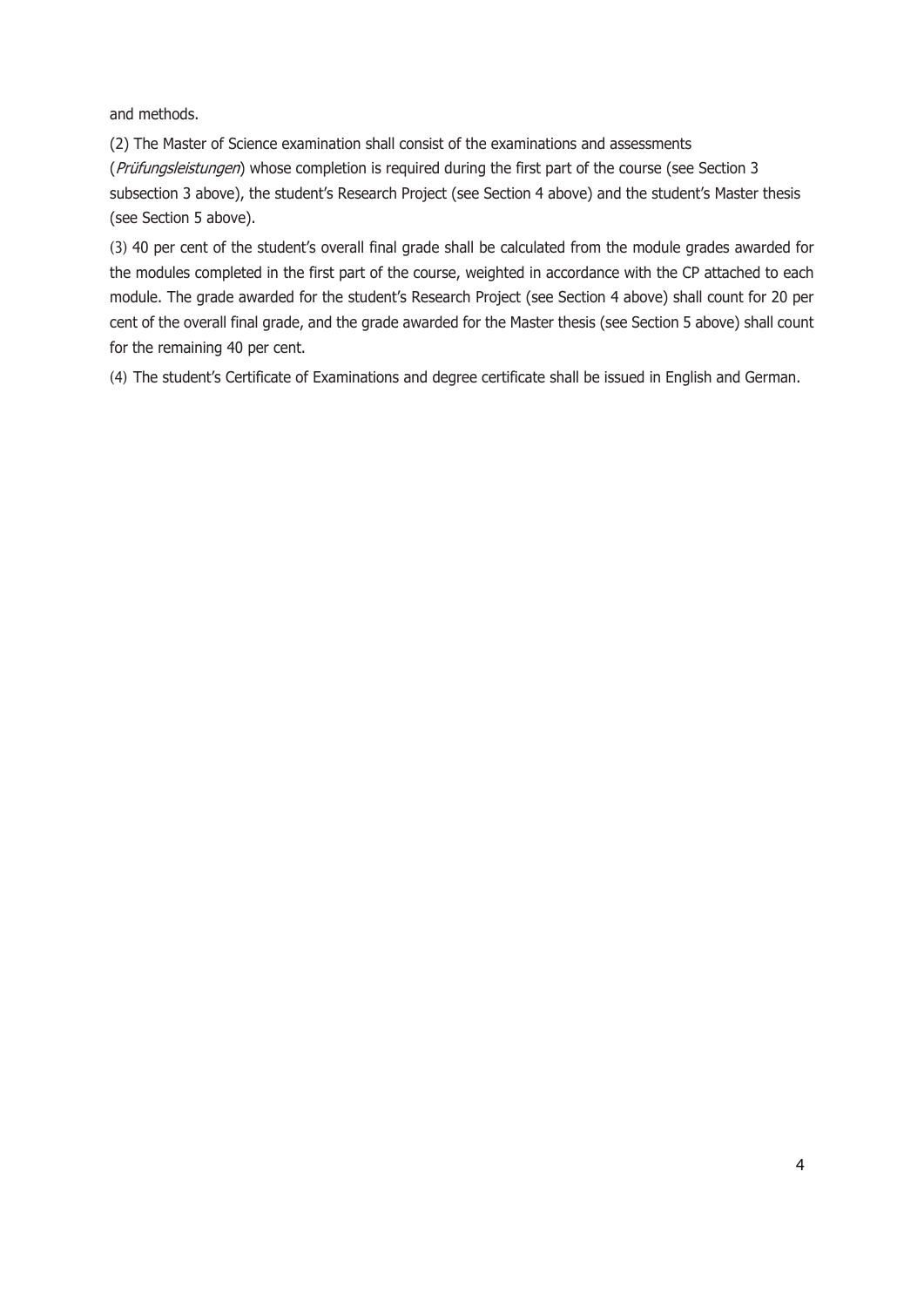and methods.

(2) The Master of Science examination shall consist of the examinations and assessments (*Prüfungsleistungen*) whose completion is required during the first part of the course (see Section 3 subsection 3 above), the student's Research Project (see Section 4 above) and the student's Master thesis (see Section 5 above).

(3) 40 per cent of the student's overall final grade shall be calculated from the module grades awarded for the modules completed in the first part of the course, weighted in accordance with the CP attached to each module. The grade awarded for the student's Research Project (see Section 4 above) shall count for 20 per cent of the overall final grade, and the grade awarded for the Master thesis (see Section 5 above) shall count for the remaining 40 per cent.

(4) The student's Certificate of Examinations and degree certificate shall be issued in English and German.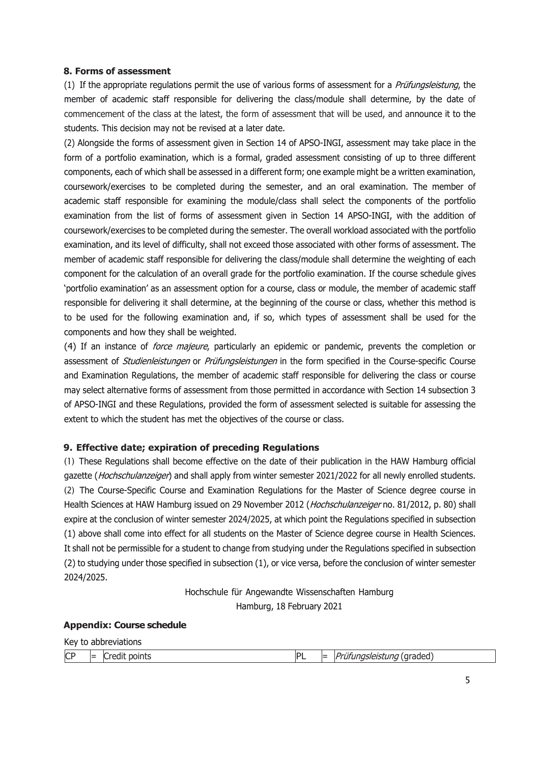### 8. Forms of assessment

(1) If the appropriate regulations permit the use of various forms of assessment for a *Prüfungsleistung*, the member of academic staff responsible for delivering the class/module shall determine, by the date of commencement of the class at the latest, the form of assessment that will be used, and announce it to the students. This decision may not be revised at a later date.

(2) Alongside the forms of assessment given in Section 14 of APSO-INGI, assessment may take place in the form of a portfolio examination, which is a formal, graded assessment consisting of up to three different components, each of which shall be assessed in a different form; one example might be a written examination, coursework/exercises to be completed during the semester, and an oral examination. The member of academic staff responsible for examining the module/class shall select the components of the portfolio examination from the list of forms of assessment given in Section 14 APSO-INGI, with the addition of coursework/exercises to be completed during the semester. The overall workload associated with the portfolio examination, and its level of difficulty, shall not exceed those associated with other forms of assessment. The member of academic staff responsible for delivering the class/module shall determine the weighting of each component for the calculation of an overall grade for the portfolio examination. If the course schedule gives 'portfolio examination' as an assessment option for a course, class or module, the member of academic staff responsible for delivering it shall determine, at the beginning of the course or class, whether this method is to be used for the following examination and, if so, which types of assessment shall be used for the components and how they shall be weighted.

(4) If an instance of *force majeure*, particularly an epidemic or pandemic, prevents the completion or assessment of *Studienleistungen* or *Prüfungsleistungen* in the form specified in the Course-specific Course and Examination Regulations, the member of academic staff responsible for delivering the class or course may select alternative forms of assessment from those permitted in accordance with Section 14 subsection 3 of APSO-INGI and these Regulations, provided the form of assessment selected is suitable for assessing the extent to which the student has met the objectives of the course or class.

### 9. Effective date; expiration of preceding Regulations

(1) These Regulations shall become effective on the date of their publication in the HAW Hamburg official gazette (*Hochschulanzeiger*) and shall apply from winter semester 2021/2022 for all newly enrolled students.

(2) The Course-Specific Course and Examination Regulations for the Master of Science degree course in Health Sciences at HAW Hamburg issued on 29 November 2012 (*Hochschulanzeiger* no. 81/2012, p. 80) shall expire at the conclusion of winter semester 2024/2025, at which point the Regulations specified in subsection (1) above shall come into effect for all students on the Master of Science degree course in Health Sciences. It shall not be permissible for a student to change from studying under the Regulations specified in subsection (2) to studying under those specified in subsection (1), or vice versa, before the conclusion of winter semester 2024/2025.

Hochschule für Angewandte Wissenschaften Hamburg
Hamburg, 18 February 2021

### Appendix: Course schedule

Key to abbreviations

| CP | = | Credit points | PL | = | *Prüfungsleistung* (graded) |
|---|---|---|---|---|---|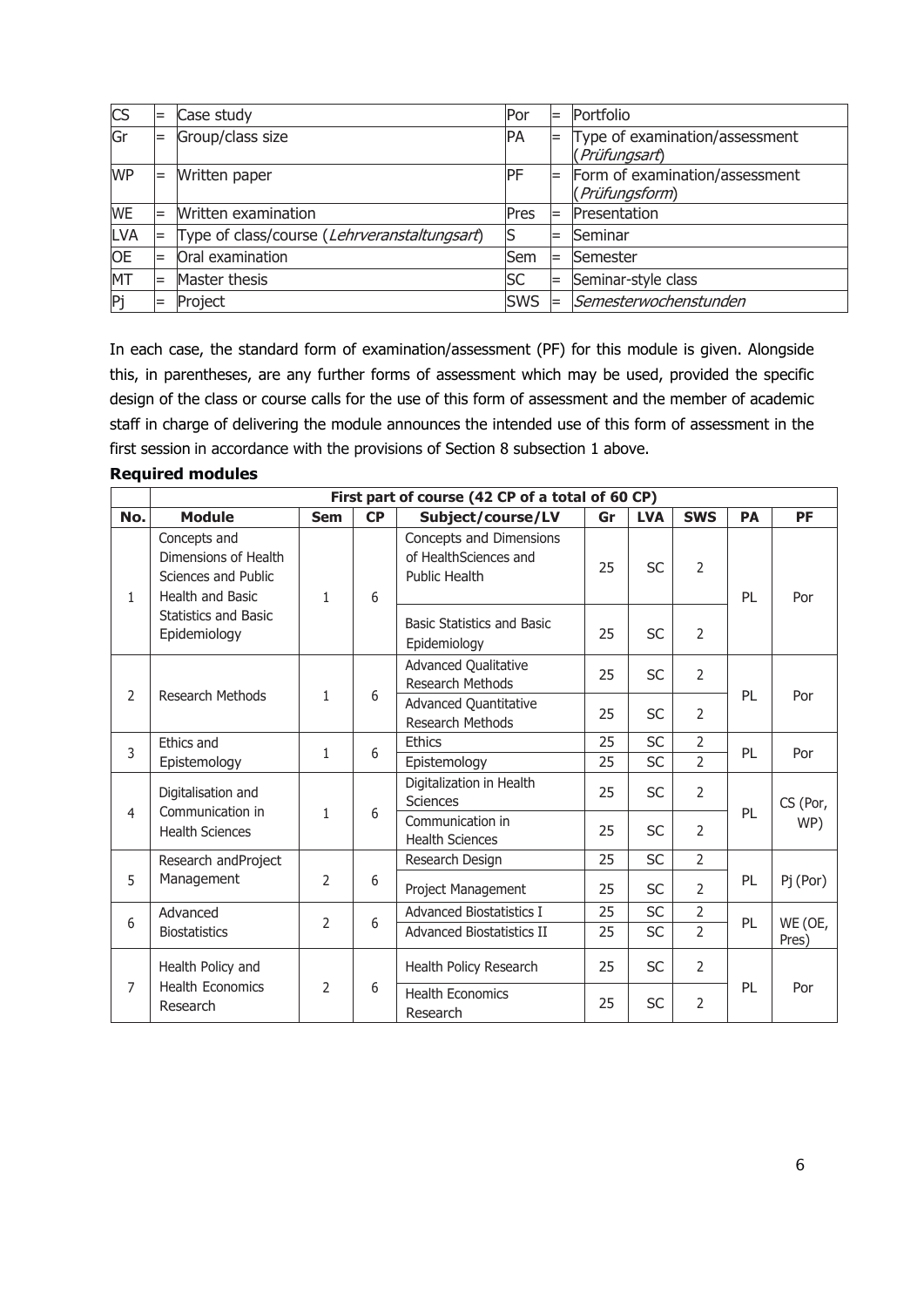| | | | | | |
|---|---|---|---|---|---|
| CS | = | Case study | Por | = | Portfolio |
| Gr | = | Group/class size | PA | = | Type of examination/assessment (*Prüfungsart*) |
| WP | = | Written paper | PF | = | Form of examination/assessment (*Prüfungsform*) |
| WE | = | Written examination | Pres | = | Presentation |
| LVA | = | Type of class/course (*Lehrveranstaltungsart*) | S | = | Seminar |
| OE | = | Oral examination | Sem | = | Semester |
| MT | = | Master thesis | SC | = | Seminar-style class |
| Pj | = | Project | SWS | = | *Semesterwochenstunden* |

In each case, the standard form of examination/assessment (PF) for this module is given. Alongside this, in parentheses, are any further forms of assessment which may be used, provided the specific design of the class or course calls for the use of this form of assessment and the member of academic staff in charge of delivering the module announces the intended use of this form of assessment in the first session in accordance with the provisions of Section 8 subsection 1 above.

**Required modules**

| | First part of course (42 CP of a total of 60 CP) | | | | | | | | |
|---|---|---|---|---|---|---|---|---|---|
| **No.** | **Module** | **Sem** | **CP** | **Subject/course/LV** | **Gr** | **LVA** | **SWS** | **PA** | **PF** |
| 1 | Concepts and Dimensions of Health Sciences and Public Health and Basic Statistics and Basic Epidemiology | 1 | 6 | Concepts and Dimensions of HealthSciences and Public Health | 25 | SC | 2 | PL | Por |
| | | | | Basic Statistics and Basic Epidemiology | 25 | SC | 2 | | |
| 2 | Research Methods | 1 | 6 | Advanced Qualitative Research Methods | 25 | SC | 2 | PL | Por |
| | | | | Advanced Quantitative Research Methods | 25 | SC | 2 | | |
| 3 | Ethics and Epistemology | 1 | 6 | Ethics | 25 | SC | 2 | PL | Por |
| | | | | Epistemology | 25 | SC | 2 | | |
| 4 | Digitalisation and Communication in Health Sciences | 1 | 6 | Digitalization in Health Sciences | 25 | SC | 2 | PL | CS (Por, WP) |
| | | | | Communication in Health Sciences | 25 | SC | 2 | | |
| 5 | Research andProject Management | 2 | 6 | Research Design | 25 | SC | 2 | PL | Pj (Por) |
| | | | | Project Management | 25 | SC | 2 | | |
| 6 | Advanced Biostatistics | 2 | 6 | Advanced Biostatistics I | 25 | SC | 2 | PL | WE (OE, Pres) |
| | | | | Advanced Biostatistics II | 25 | SC | 2 | | |
| 7 | Health Policy and Health Economics Research | 2 | 6 | Health Policy Research | 25 | SC | 2 | PL | Por |
| | | | | Health Economics Research | 25 | SC | 2 | | |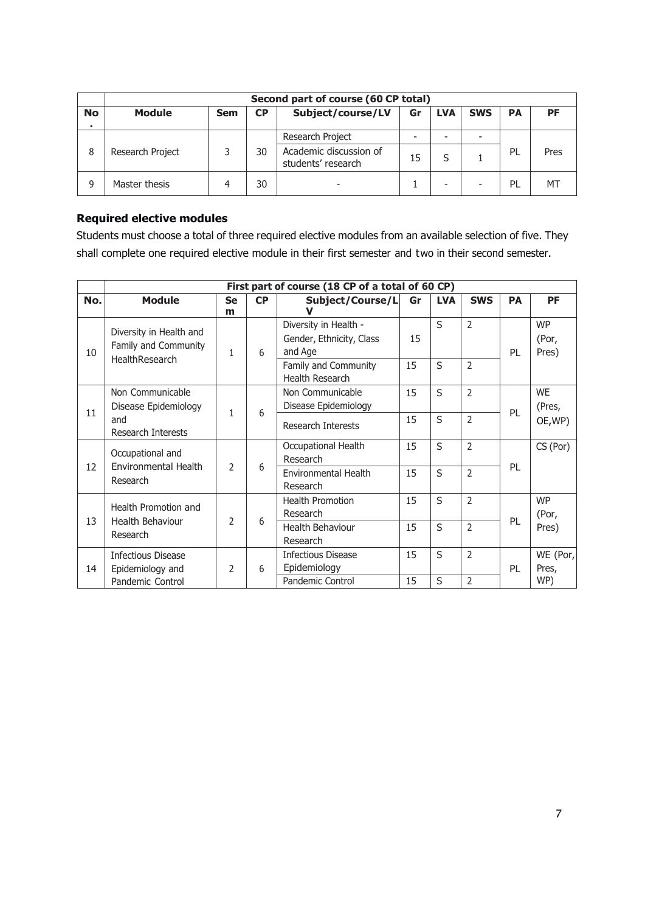| | Second part of course (60 CP total) | | | | | | | | |
|---|---|---|---|---|---|---|---|---|---|
| No. | Module | Sem | CP | Subject/course/LV | Gr | LVA | SWS | PA | PF |
| 8 | Research Project | 3 | 30 | Research Project | - | - | - | PL | Pres |
| | | | | Academic discussion of students' research | 15 | S | 1 | | |
| 9 | Master thesis | 4 | 30 | - | 1 | - | - | PL | MT |

**Required elective modules**

Students must choose a total of three required elective modules from an available selection of five. They shall complete one required elective module in their first semester and two in their second semester.

| | First part of course (18 CP of a total of 60 CP) | | | | | | | | |
|---|---|---|---|---|---|---|---|---|---|
| No. | Module | Sem | CP | Subject/Course/LV | Gr | LVA | SWS | PA | PF |
| 10 | Diversity in Health and Family and Community HealthResearch | 1 | 6 | Diversity in Health - Gender, Ethnicity, Class and Age | 15 | S | 2 | PL | WP (Por, Pres) |
| | | | | Family and Community Health Research | 15 | S | 2 | | |
| 11 | Non Communicable Disease Epidemiology and Research Interests | 1 | 6 | Non Communicable Disease Epidemiology | 15 | S | 2 | PL | WE (Pres, OE,WP) |
| | | | | Research Interests | 15 | S | 2 | | |
| 12 | Occupational and Environmental Health Research | 2 | 6 | Occupational Health Research | 15 | S | 2 | PL | CS (Por) |
| | | | | Environmental Health Research | 15 | S | 2 | | |
| 13 | Health Promotion and Health Behaviour Research | 2 | 6 | Health Promotion Research | 15 | S | 2 | PL | WP (Por, Pres) |
| | | | | Health Behaviour Research | 15 | S | 2 | | |
| 14 | Infectious Disease Epidemiology and Pandemic Control | 2 | 6 | Infectious Disease Epidemiology | 15 | S | 2 | PL | WE (Por, Pres, WP) |
| | | | | Pandemic Control | 15 | S | 2 | | |